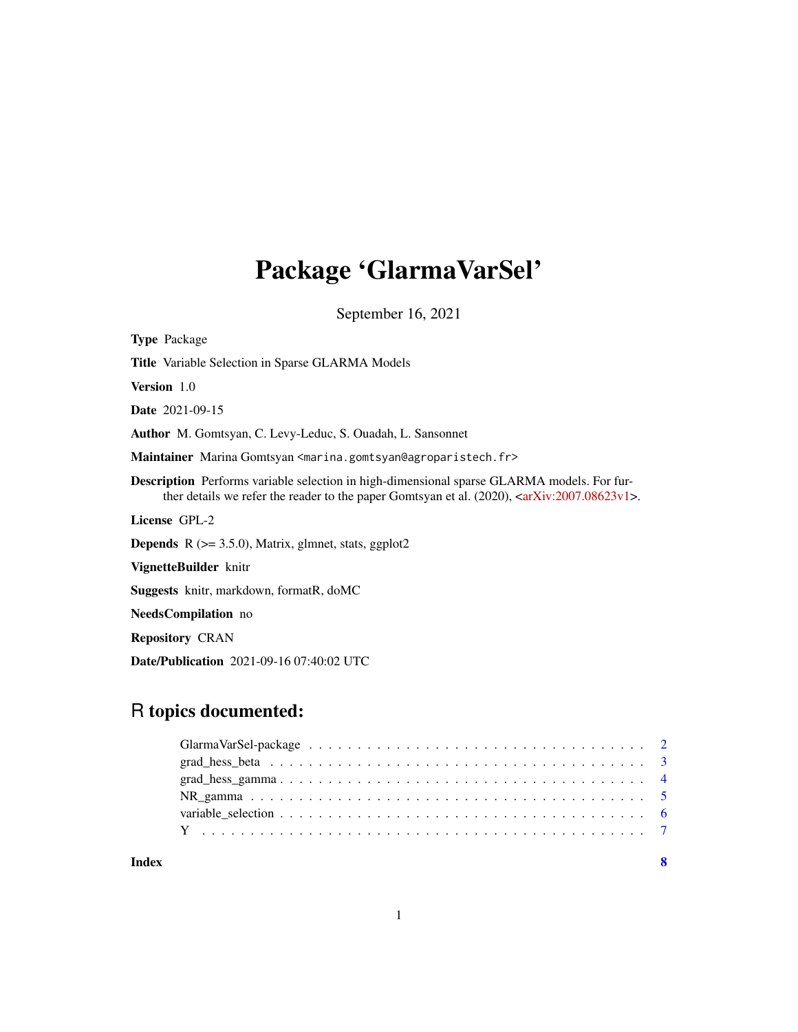# Package 'GlarmaVarSel'

September 16, 2021

**Type** Package

**Title** Variable Selection in Sparse GLARMA Models

**Version** 1.0

**Date** 2021-09-15

**Author** M. Gomtsyan, C. Levy-Leduc, S. Ouadah, L. Sansonnet

**Maintainer** Marina Gomtsyan <marina.gomtsyan@agroparistech.fr>

**Description** Performs variable selection in high-dimensional sparse GLARMA models. For further details we refer the reader to the paper Gomtsyan et al. (2020), <arXiv:2007.08623v1>.

**License** GPL-2

**Depends** R (>= 3.5.0), Matrix, glmnet, stats, ggplot2

**VignetteBuilder** knitr

**Suggests** knitr, markdown, formatR, doMC

**NeedsCompilation** no

**Repository** CRAN

**Date/Publication** 2021-09-16 07:40:02 UTC

## R topics documented:

| | |
|---|---|
| GlarmaVarSel-package | 2 |
| grad_hess_beta | 3 |
| grad_hess_gamma | 4 |
| NR_gamma | 5 |
| variable_selection | 6 |
| Y | 7 |
| **Index** | **8** |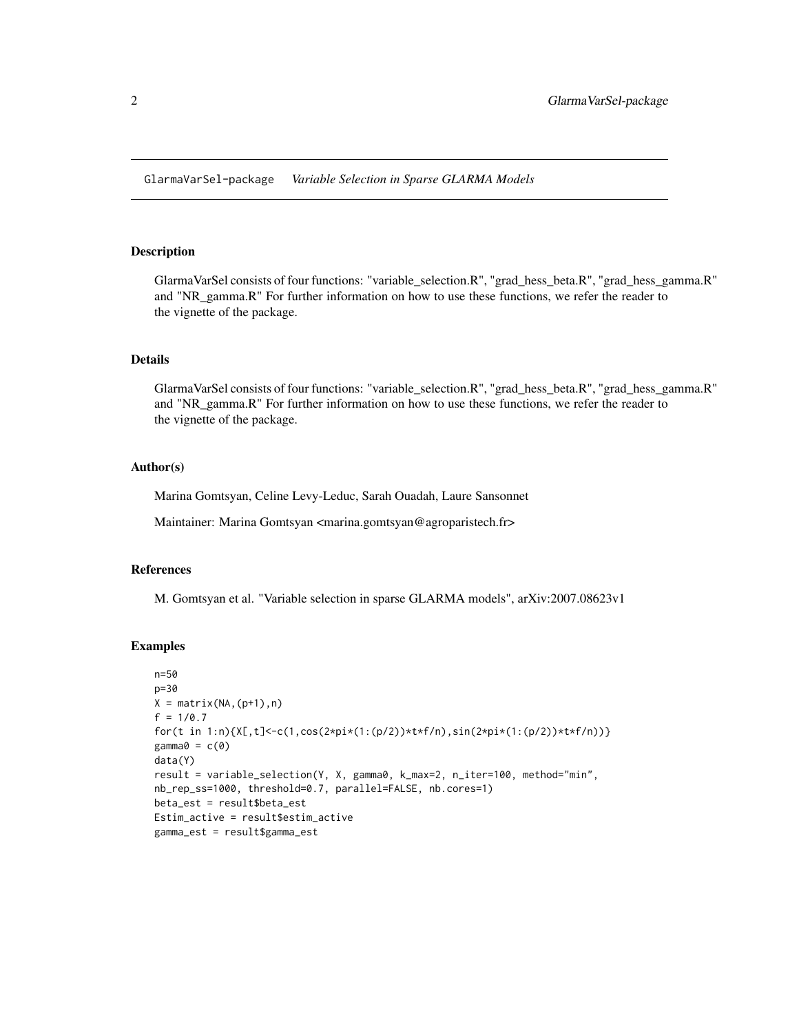# GlarmaVarSel-package *Variable Selection in Sparse GLARMA Models*

## Description

GlarmaVarSel consists of four functions: "variable_selection.R", "grad_hess_beta.R", "grad_hess_gamma.R" and "NR_gamma.R" For further information on how to use these functions, we refer the reader to the vignette of the package.

## Details

GlarmaVarSel consists of four functions: "variable_selection.R", "grad_hess_beta.R", "grad_hess_gamma.R" and "NR_gamma.R" For further information on how to use these functions, we refer the reader to the vignette of the package.

## Author(s)

Marina Gomtsyan, Celine Levy-Leduc, Sarah Ouadah, Laure Sansonnet

Maintainer: Marina Gomtsyan <marina.gomtsyan@agroparistech.fr>

## References

M. Gomtsyan et al. "Variable selection in sparse GLARMA models", arXiv:2007.08623v1

## Examples

```
n=50
p=30
X = matrix(NA,(p+1),n)
f = 1/0.7
for(t in 1:n){X[,t]<-c(1,cos(2*pi*(1:(p/2))*t*f/n),sin(2*pi*(1:(p/2))*t*f/n))}
gamma0 = c(0)
data(Y)
result = variable_selection(Y, X, gamma0, k_max=2, n_iter=100, method="min",
nb_rep_ss=1000, threshold=0.7, parallel=FALSE, nb.cores=1)
beta_est = result$beta_est
Estim_active = result$estim_active
gamma_est = result$gamma_est
```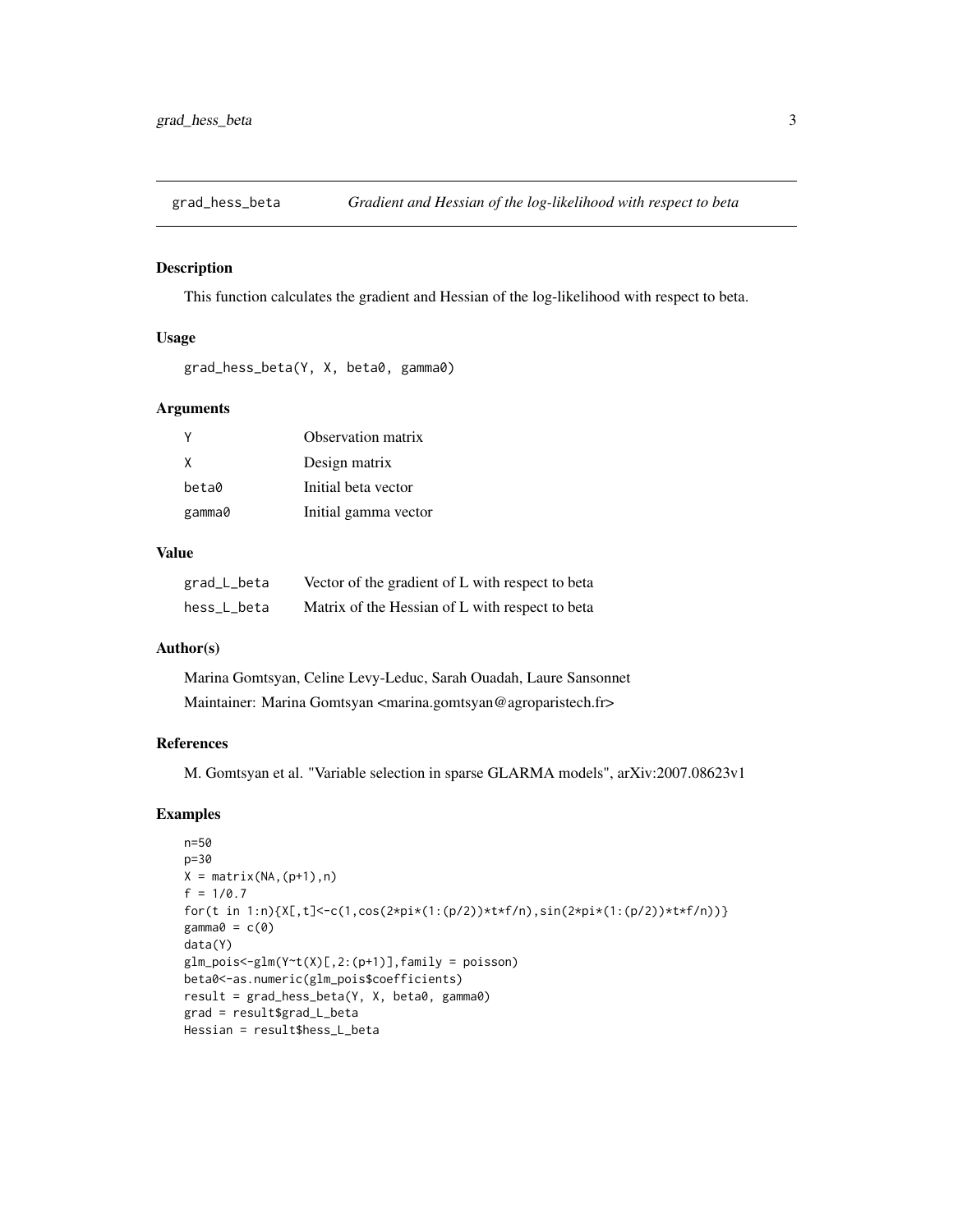## grad_hess_beta — *Gradient and Hessian of the log-likelihood with respect to beta*

### Description

This function calculates the gradient and Hessian of the log-likelihood with respect to beta.

### Usage

```
grad_hess_beta(Y, X, beta0, gamma0)
```

### Arguments

| | |
|---|---|
| Y | Observation matrix |
| X | Design matrix |
| beta0 | Initial beta vector |
| gamma0 | Initial gamma vector |

### Value

| | |
|---|---|
| grad_L_beta | Vector of the gradient of L with respect to beta |
| hess_L_beta | Matrix of the Hessian of L with respect to beta |

### Author(s)

Marina Gomtsyan, Celine Levy-Leduc, Sarah Ouadah, Laure Sansonnet

Maintainer: Marina Gomtsyan <marina.gomtsyan@agroparistech.fr>

### References

M. Gomtsyan et al. "Variable selection in sparse GLARMA models", arXiv:2007.08623v1

### Examples

```
n=50
p=30
X = matrix(NA,(p+1),n)
f = 1/0.7
for(t in 1:n){X[,t]<-c(1,cos(2*pi*(1:(p/2))*t*f/n),sin(2*pi*(1:(p/2))*t*f/n))}
gamma0 = c(0)
data(Y)
glm_pois<-glm(Y~t(X)[,2:(p+1)],family = poisson)
beta0<-as.numeric(glm_pois$coefficients)
result = grad_hess_beta(Y, X, beta0, gamma0)
grad = result$grad_L_beta
Hessian = result$hess_L_beta
```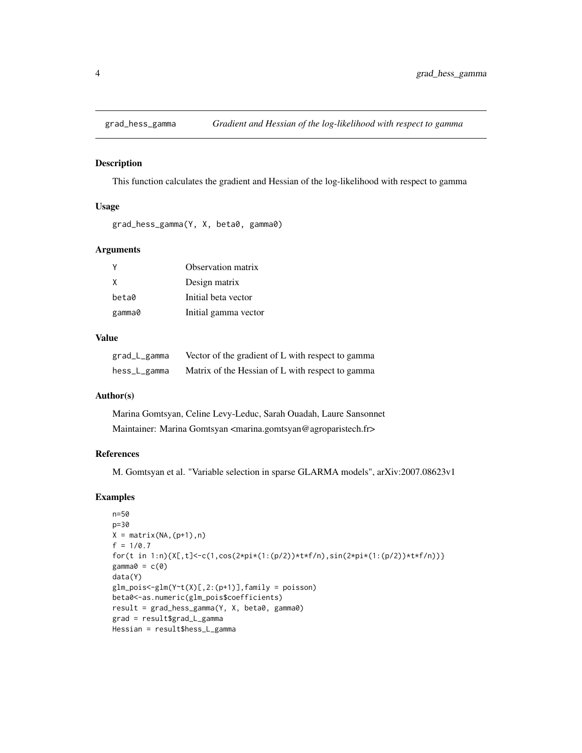## grad_hess_gamma — *Gradient and Hessian of the log-likelihood with respect to gamma*

### Description

This function calculates the gradient and Hessian of the log-likelihood with respect to gamma

### Usage

```
grad_hess_gamma(Y, X, beta0, gamma0)
```

### Arguments

| | |
|---|---|
| Y | Observation matrix |
| X | Design matrix |
| beta0 | Initial beta vector |
| gamma0 | Initial gamma vector |

### Value

| | |
|---|---|
| grad_L_gamma | Vector of the gradient of L with respect to gamma |
| hess_L_gamma | Matrix of the Hessian of L with respect to gamma |

### Author(s)

Marina Gomtsyan, Celine Levy-Leduc, Sarah Ouadah, Laure Sansonnet

Maintainer: Marina Gomtsyan <marina.gomtsyan@agroparistech.fr>

### References

M. Gomtsyan et al. "Variable selection in sparse GLARMA models", arXiv:2007.08623v1

### Examples

```
n=50
p=30
X = matrix(NA,(p+1),n)
f = 1/0.7
for(t in 1:n){X[,t]<-c(1,cos(2*pi*(1:(p/2))*t*f/n),sin(2*pi*(1:(p/2))*t*f/n))}
gamma0 = c(0)
data(Y)
glm_pois<-glm(Y~t(X)[,2:(p+1)],family = poisson)
beta0<-as.numeric(glm_pois$coefficients)
result = grad_hess_gamma(Y, X, beta0, gamma0)
grad = result$grad_L_gamma
Hessian = result$hess_L_gamma
```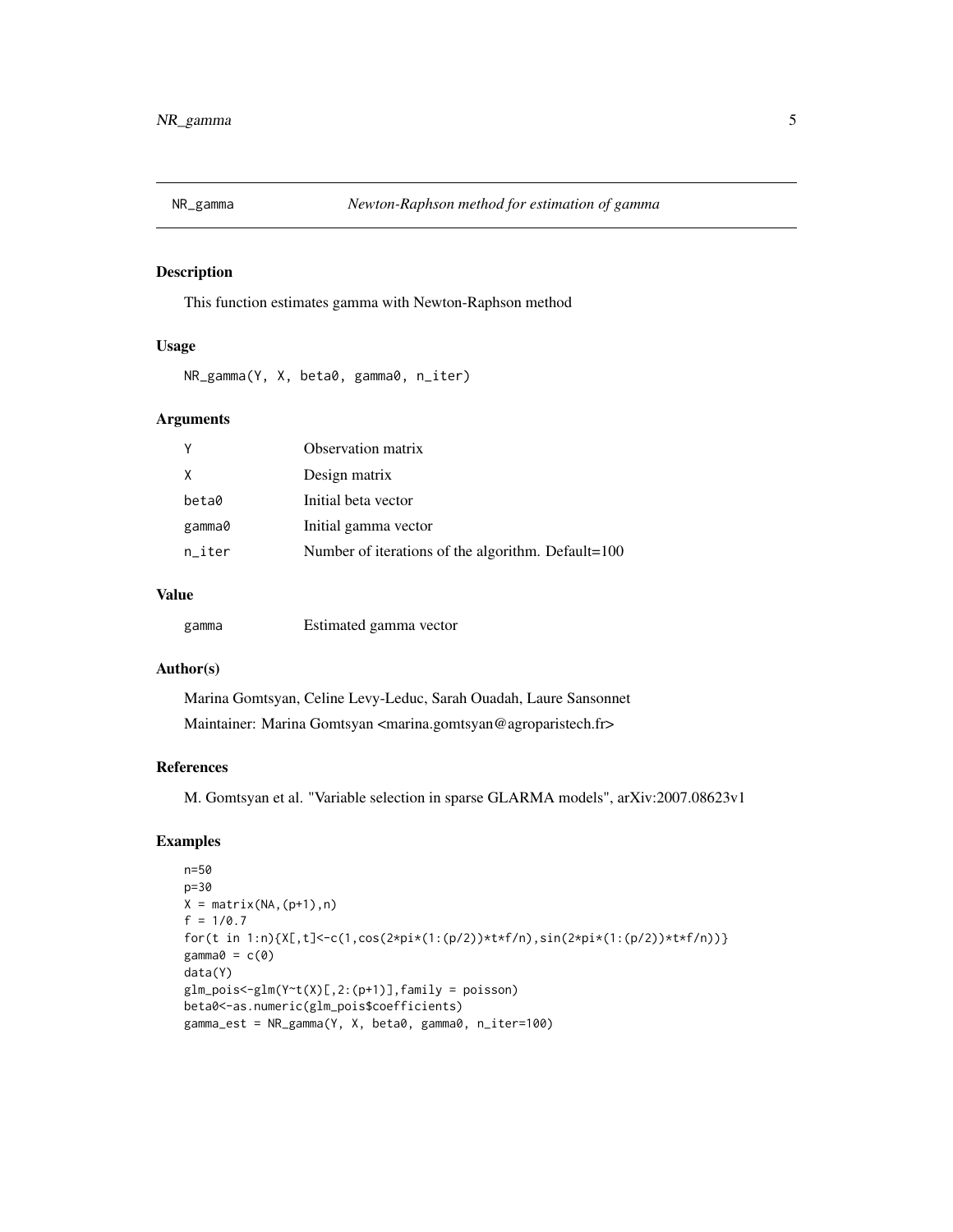## NR_gamma *Newton-Raphson method for estimation of gamma*

### Description

This function estimates gamma with Newton-Raphson method

### Usage

```
NR_gamma(Y, X, beta0, gamma0, n_iter)
```

### Arguments

| | |
|---|---|
| Y | Observation matrix |
| X | Design matrix |
| beta0 | Initial beta vector |
| gamma0 | Initial gamma vector |
| n_iter | Number of iterations of the algorithm. Default=100 |

### Value

| | |
|---|---|
| gamma | Estimated gamma vector |

### Author(s)

Marina Gomtsyan, Celine Levy-Leduc, Sarah Ouadah, Laure Sansonnet

Maintainer: Marina Gomtsyan <marina.gomtsyan@agroparistech.fr>

### References

M. Gomtsyan et al. "Variable selection in sparse GLARMA models", arXiv:2007.08623v1

### Examples

```
n=50
p=30
X = matrix(NA,(p+1),n)
f = 1/0.7
for(t in 1:n){X[,t]<-c(1,cos(2*pi*(1:(p/2))*t*f/n),sin(2*pi*(1:(p/2))*t*f/n))}
gamma0 = c(0)
data(Y)
glm_pois<-glm(Y~t(X)[,2:(p+1)],family = poisson)
beta0<-as.numeric(glm_pois$coefficients)
gamma_est = NR_gamma(Y, X, beta0, gamma0, n_iter=100)
```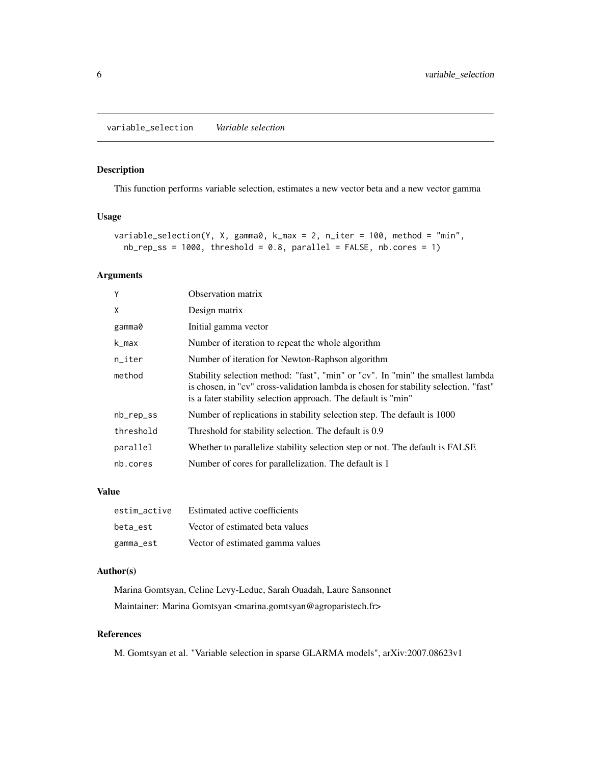## variable_selection *Variable selection*

### Description

This function performs variable selection, estimates a new vector beta and a new vector gamma

### Usage

```
variable_selection(Y, X, gamma0, k_max = 2, n_iter = 100, method = "min",
  nb_rep_ss = 1000, threshold = 0.8, parallel = FALSE, nb.cores = 1)
```

### Arguments

| | |
|---|---|
| Y | Observation matrix |
| X | Design matrix |
| gamma0 | Initial gamma vector |
| k_max | Number of iteration to repeat the whole algorithm |
| n_iter | Number of iteration for Newton-Raphson algorithm |
| method | Stability selection method: "fast", "min" or "cv". In "min" the smallest lambda is chosen, in "cv" cross-validation lambda is chosen for stability selection. "fast" is a fater stability selection approach. The default is "min" |
| nb_rep_ss | Number of replications in stability selection step. The default is 1000 |
| threshold | Threshold for stability selection. The default is 0.9 |
| parallel | Whether to parallelize stability selection step or not. The default is FALSE |
| nb.cores | Number of cores for parallelization. The default is 1 |

### Value

| | |
|---|---|
| estim_active | Estimated active coefficients |
| beta_est | Vector of estimated beta values |
| gamma_est | Vector of estimated gamma values |

### Author(s)

Marina Gomtsyan, Celine Levy-Leduc, Sarah Ouadah, Laure Sansonnet

Maintainer: Marina Gomtsyan <marina.gomtsyan@agroparistech.fr>

### References

M. Gomtsyan et al. "Variable selection in sparse GLARMA models", arXiv:2007.08623v1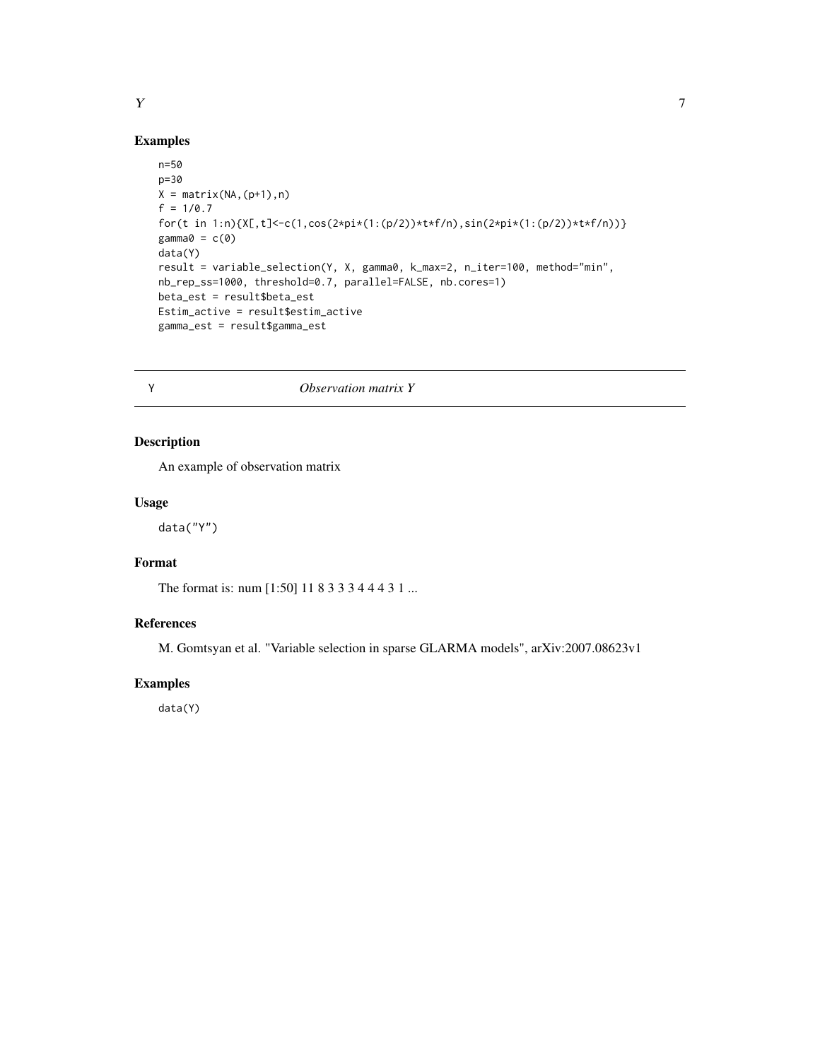## Examples

```
n=50
p=30
X = matrix(NA,(p+1),n)
f = 1/0.7
for(t in 1:n){X[,t]<-c(1,cos(2*pi*(1:(p/2))*t*f/n),sin(2*pi*(1:(p/2))*t*f/n))}
gamma0 = c(0)
data(Y)
result = variable_selection(Y, X, gamma0, k_max=2, n_iter=100, method="min",
nb_rep_ss=1000, threshold=0.7, parallel=FALSE, nb.cores=1)
beta_est = result$beta_est
Estim_active = result$estim_active
gamma_est = result$gamma_est
```

# Y &nbsp;&nbsp;&nbsp;&nbsp;&nbsp;&nbsp;&nbsp;&nbsp; *Observation matrix Y*

## Description

An example of observation matrix

## Usage

```
data("Y")
```

## Format

The format is: num [1:50] 11 8 3 3 3 4 4 4 3 1 ...

## References

M. Gomtsyan et al. "Variable selection in sparse GLARMA models", arXiv:2007.08623v1

## Examples

```
data(Y)
```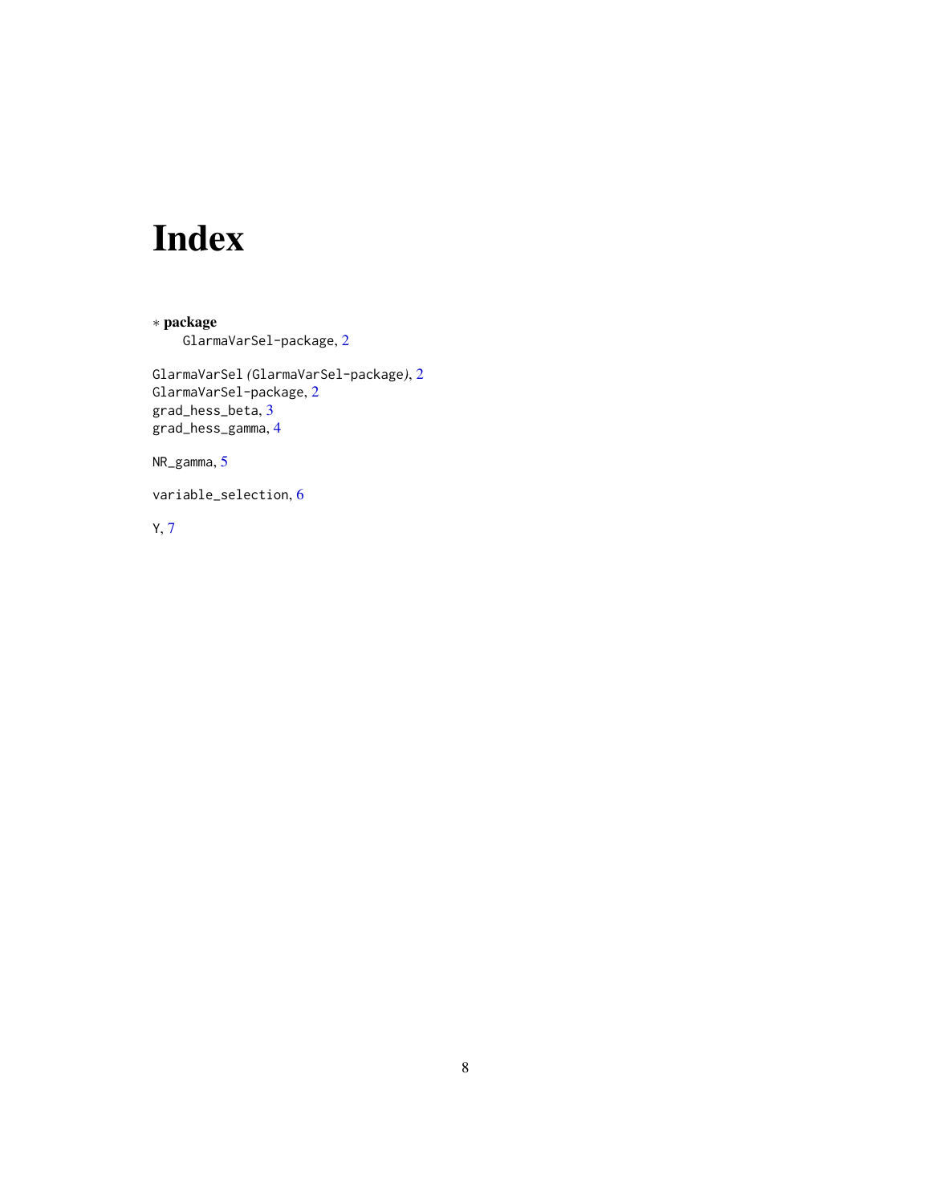# Index

∗ **package**

GlarmaVarSel-package, 2

GlarmaVarSel (GlarmaVarSel-package), 2
GlarmaVarSel-package, 2
grad_hess_beta, 3
grad_hess_gamma, 4

NR_gamma, 5

variable_selection, 6

Y, 7